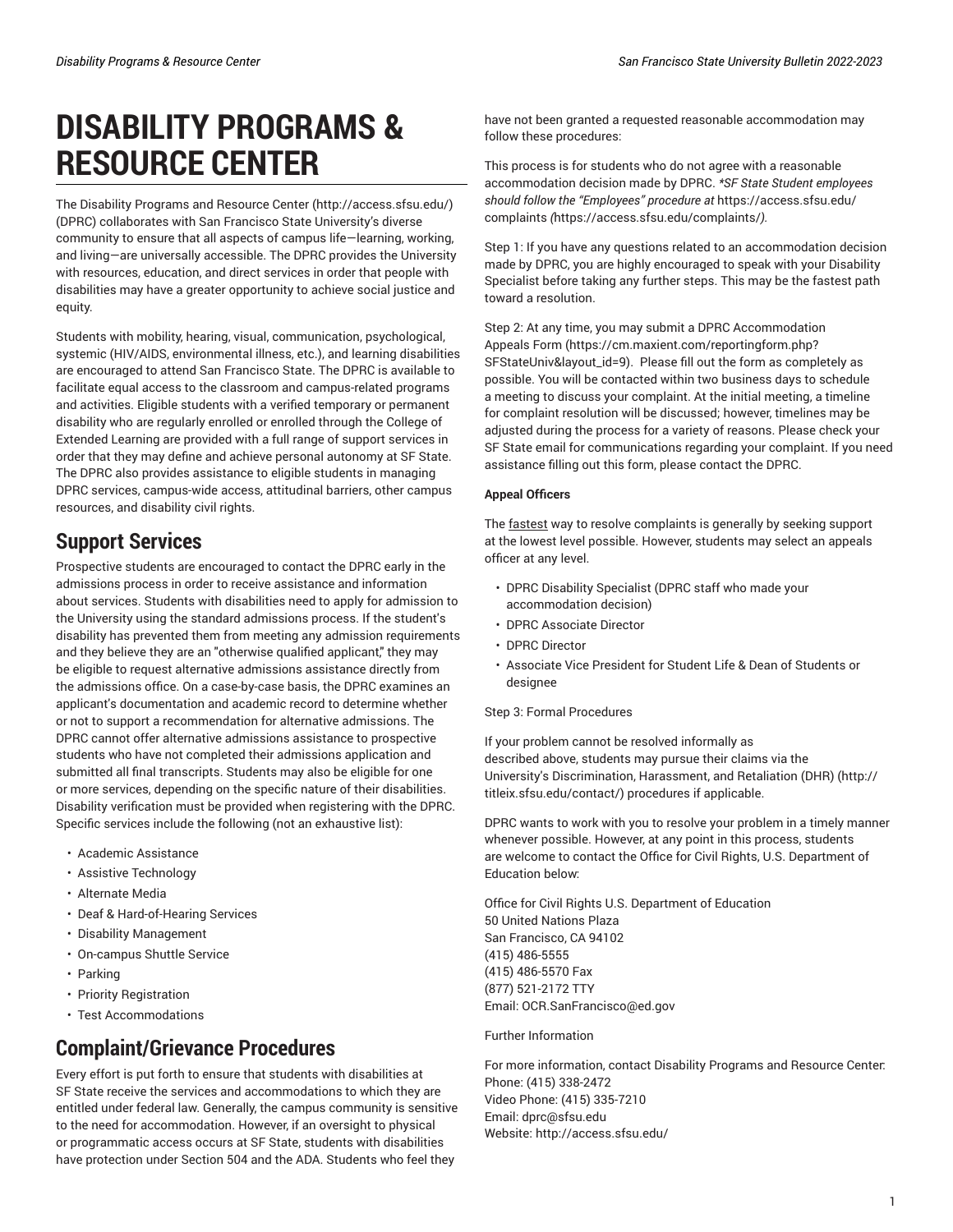# DISABILITY PROGRAMS & RESOURCE CENTER

The Disability Programs and Resource Center (http://access.sfsu.edu/) (DPRC) collaborates with San Francisco State University's diverse community to ensure that all aspects of campus life—learning, working, and living—are universally accessible. The DPRC provides the University with resources, education, and direct services in order that people with disabilities may have a greater opportunity to achieve social justice and equity.

Students with mobility, hearing, visual, communication, psychological, systemic (HIV/AIDS, environmental illness, etc.), and learning disabilities are encouraged to attend San Francisco State. The DPRC is available to facilitate equal access to the classroom and campus-related programs and activities. Eligible students with a verified temporary or permanent disability who are regularly enrolled or enrolled through the College of Extended Learning are provided with a full range of support services in order that they may define and achieve personal autonomy at SF State. The DPRC also provides assistance to eligible students in managing DPRC services, campus-wide access, attitudinal barriers, other campus resources, and disability civil rights.

## Support Services

Prospective students are encouraged to contact the DPRC early in the admissions process in order to receive assistance and information about services. Students with disabilities need to apply for admission to the University using the standard admissions process. If the student's disability has prevented them from meeting any admission requirements and they believe they are an "otherwise qualified applicant," they may be eligible to request alternative admissions assistance directly from the admissions office. On a case-by-case basis, the DPRC examines an applicant's documentation and academic record to determine whether or not to support a recommendation for alternative admissions. The DPRC cannot offer alternative admissions assistance to prospective students who have not completed their admissions application and submitted all final transcripts. Students may also be eligible for one or more services, depending on the specific nature of their disabilities. Disability verification must be provided when registering with the DPRC. Specific services include the following (not an exhaustive list):

- Academic Assistance
- Assistive Technology
- Alternate Media
- Deaf & Hard-of-Hearing Services
- Disability Management
- On-campus Shuttle Service
- Parking
- Priority Registration
- Test Accommodations

## Complaint/Grievance Procedures

Every effort is put forth to ensure that students with disabilities at SF State receive the services and accommodations to which they are entitled under federal law. Generally, the campus community is sensitive to the need for accommodation. However, if an oversight to physical or programmatic access occurs at SF State, students with disabilities have protection under Section 504 and the ADA. Students who feel they have not been granted a requested reasonable accommodation may follow these procedures:

This process is for students who do not agree with a reasonable accommodation decision made by DPRC. *\*SF State Student employees should follow the "Employees" procedure at* https://access.sfsu.edu/complaints *(*https://access.sfsu.edu/complaints/*).*

Step 1: If you have any questions related to an accommodation decision made by DPRC, you are highly encouraged to speak with your Disability Specialist before taking any further steps. This may be the fastest path toward a resolution.

Step 2: At any time, you may submit a DPRC Accommodation Appeals Form (https://cm.maxient.com/reportingform.php?SFStateUniv&layout_id=9). Please fill out the form as completely as possible. You will be contacted within two business days to schedule a meeting to discuss your complaint. At the initial meeting, a timeline for complaint resolution will be discussed; however, timelines may be adjusted during the process for a variety of reasons. Please check your SF State email for communications regarding your complaint. If you need assistance filling out this form, please contact the DPRC.

**Appeal Officers**

The <u>fastest</u> way to resolve complaints is generally by seeking support at the lowest level possible. However, students may select an appeals officer at any level.

- DPRC Disability Specialist (DPRC staff who made your accommodation decision)
- DPRC Associate Director
- DPRC Director
- Associate Vice President for Student Life & Dean of Students or designee

Step 3: Formal Procedures

If your problem cannot be resolved informally as described above, students may pursue their claims via the University's Discrimination, Harassment, and Retaliation (DHR) (http://titleix.sfsu.edu/contact/) procedures if applicable.

DPRC wants to work with you to resolve your problem in a timely manner whenever possible. However, at any point in this process, students are welcome to contact the Office for Civil Rights, U.S. Department of Education below:

Office for Civil Rights U.S. Department of Education  
50 United Nations Plaza  
San Francisco, CA 94102  
(415) 486-5555  
(415) 486-5570 Fax  
(877) 521-2172 TTY  
Email: OCR.SanFrancisco@ed.gov

Further Information

For more information, contact Disability Programs and Resource Center:  
Phone: (415) 338-2472  
Video Phone: (415) 335-7210  
Email: dprc@sfsu.edu  
Website: http://access.sfsu.edu/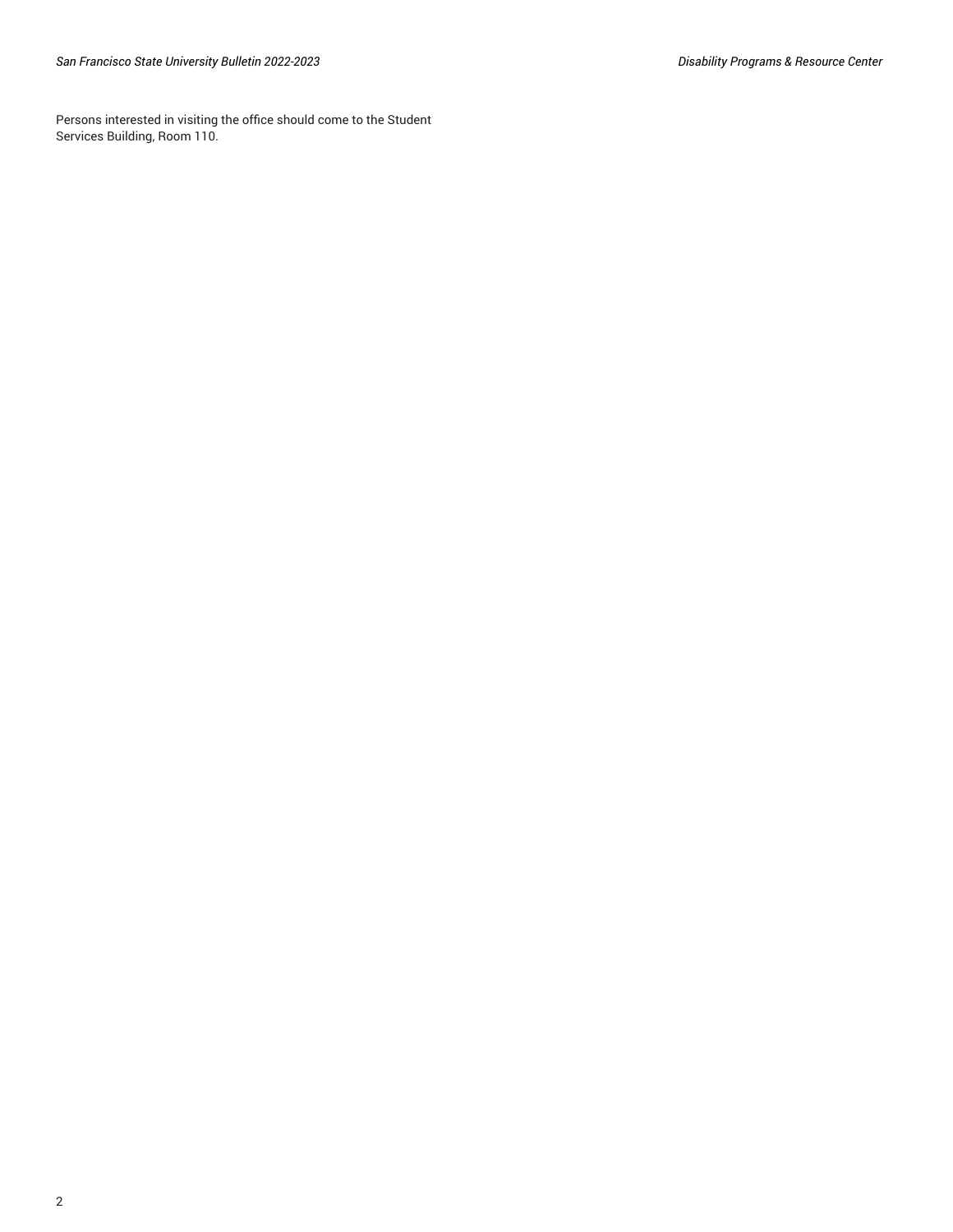Persons interested in visiting the office should come to the Student Services Building, Room 110.